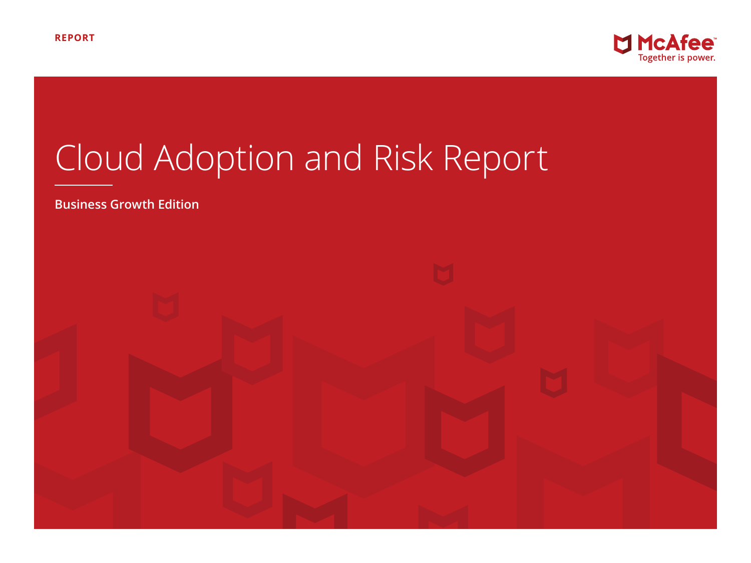REPORT

McAfee
Together is power.

# Cloud Adoption and Risk Report

**Business Growth Edition**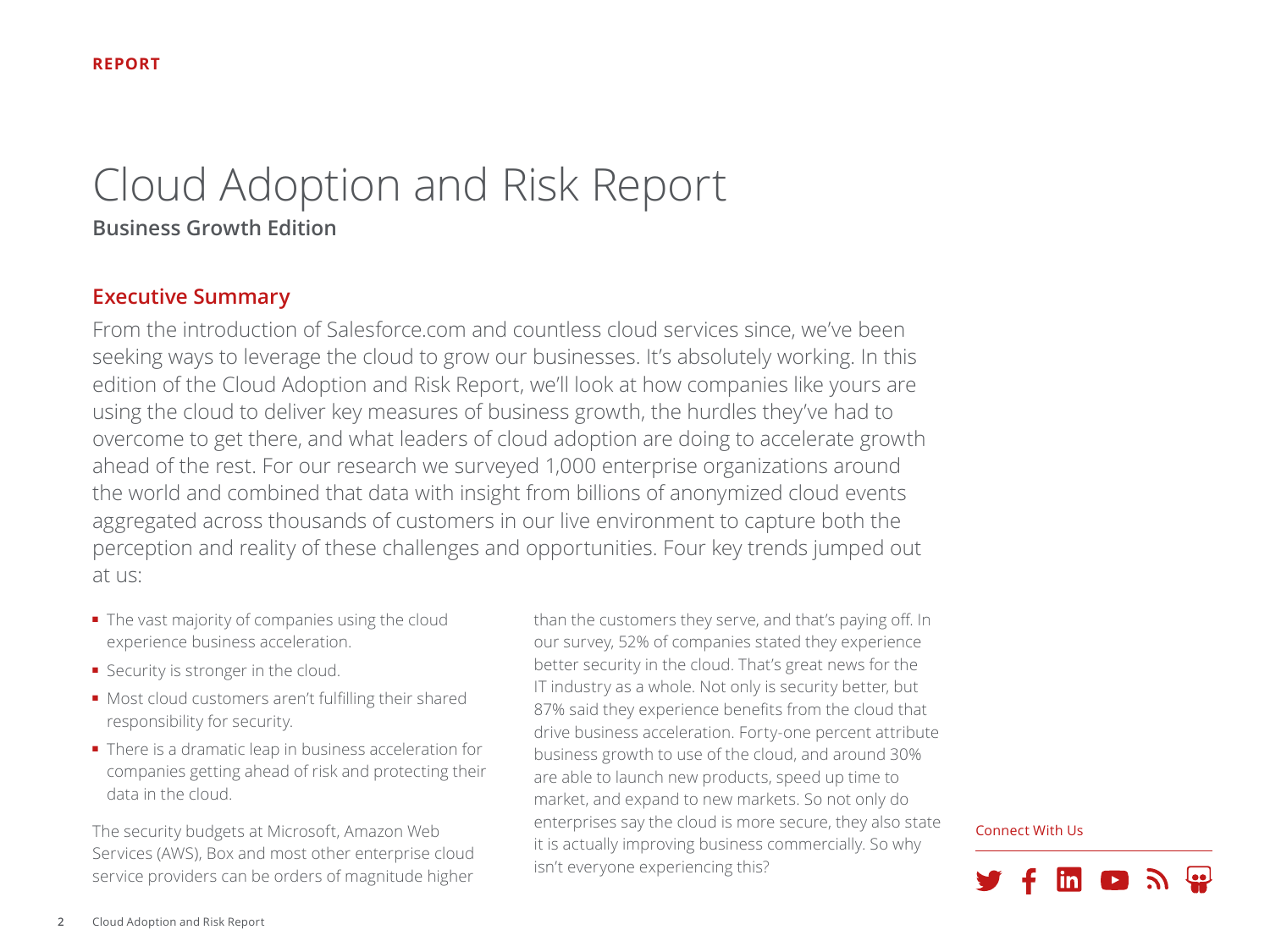REPORT

# Cloud Adoption and Risk Report

**Business Growth Edition**

## Executive Summary

From the introduction of Salesforce.com and countless cloud services since, we've been seeking ways to leverage the cloud to grow our businesses. It's absolutely working. In this edition of the Cloud Adoption and Risk Report, we'll look at how companies like yours are using the cloud to deliver key measures of business growth, the hurdles they've had to overcome to get there, and what leaders of cloud adoption are doing to accelerate growth ahead of the rest. For our research we surveyed 1,000 enterprise organizations around the world and combined that data with insight from billions of anonymized cloud events aggregated across thousands of customers in our live environment to capture both the perception and reality of these challenges and opportunities. Four key trends jumped out at us:

- The vast majority of companies using the cloud experience business acceleration.
- Security is stronger in the cloud.
- Most cloud customers aren't fulfilling their shared responsibility for security.
- There is a dramatic leap in business acceleration for companies getting ahead of risk and protecting their data in the cloud.

The security budgets at Microsoft, Amazon Web Services (AWS), Box and most other enterprise cloud service providers can be orders of magnitude higher than the customers they serve, and that's paying off. In our survey, 52% of companies stated they experience better security in the cloud. That's great news for the IT industry as a whole. Not only is security better, but 87% said they experience benefits from the cloud that drive business acceleration. Forty-one percent attribute business growth to use of the cloud, and around 30% are able to launch new products, speed up time to market, and expand to new markets. So not only do enterprises say the cloud is more secure, they also state it is actually improving business commercially. So why isn't everyone experiencing this?

Connect With Us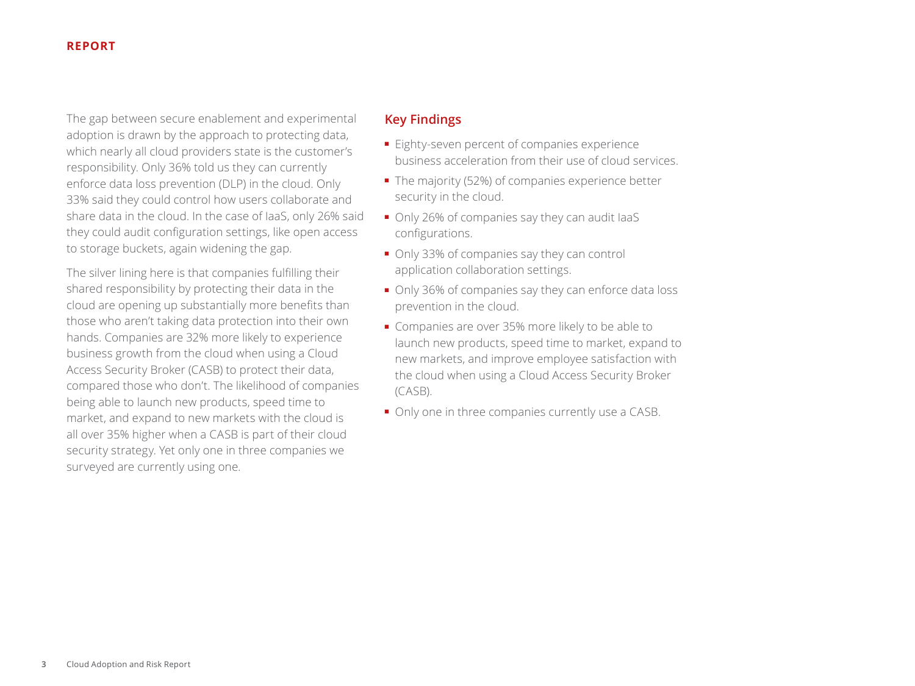The gap between secure enablement and experimental adoption is drawn by the approach to protecting data, which nearly all cloud providers state is the customer's responsibility. Only 36% told us they can currently enforce data loss prevention (DLP) in the cloud. Only 33% said they could control how users collaborate and share data in the cloud. In the case of IaaS, only 26% said they could audit configuration settings, like open access to storage buckets, again widening the gap.

The silver lining here is that companies fulfilling their shared responsibility by protecting their data in the cloud are opening up substantially more benefits than those who aren't taking data protection into their own hands. Companies are 32% more likely to experience business growth from the cloud when using a Cloud Access Security Broker (CASB) to protect their data, compared those who don't. The likelihood of companies being able to launch new products, speed time to market, and expand to new markets with the cloud is all over 35% higher when a CASB is part of their cloud security strategy. Yet only one in three companies we surveyed are currently using one.

## Key Findings

- Eighty-seven percent of companies experience business acceleration from their use of cloud services.
- The majority (52%) of companies experience better security in the cloud.
- Only 26% of companies say they can audit IaaS configurations.
- Only 33% of companies say they can control application collaboration settings.
- Only 36% of companies say they can enforce data loss prevention in the cloud.
- Companies are over 35% more likely to be able to launch new products, speed time to market, expand to new markets, and improve employee satisfaction with the cloud when using a Cloud Access Security Broker (CASB).
- Only one in three companies currently use a CASB.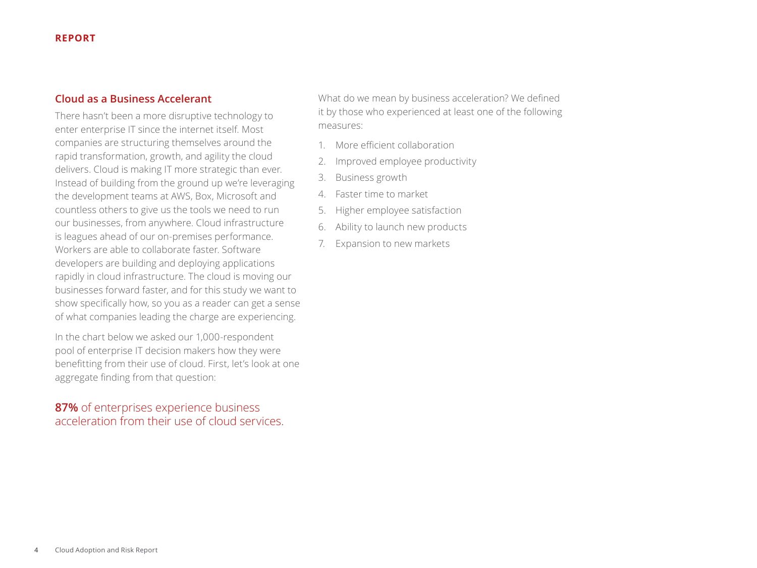## Cloud as a Business Accelerant

There hasn't been a more disruptive technology to enter enterprise IT since the internet itself. Most companies are structuring themselves around the rapid transformation, growth, and agility the cloud delivers. Cloud is making IT more strategic than ever. Instead of building from the ground up we're leveraging the development teams at AWS, Box, Microsoft and countless others to give us the tools we need to run our businesses, from anywhere. Cloud infrastructure is leagues ahead of our on-premises performance. Workers are able to collaborate faster. Software developers are building and deploying applications rapidly in cloud infrastructure. The cloud is moving our businesses forward faster, and for this study we want to show specifically how, so you as a reader can get a sense of what companies leading the charge are experiencing.

In the chart below we asked our 1,000-respondent pool of enterprise IT decision makers how they were benefitting from their use of cloud. First, let's look at one aggregate finding from that question:

**87%** of enterprises experience business acceleration from their use of cloud services.

What do we mean by business acceleration? We defined it by those who experienced at least one of the following measures:

1. More efficient collaboration
2. Improved employee productivity
3. Business growth
4. Faster time to market
5. Higher employee satisfaction
6. Ability to launch new products
7. Expansion to new markets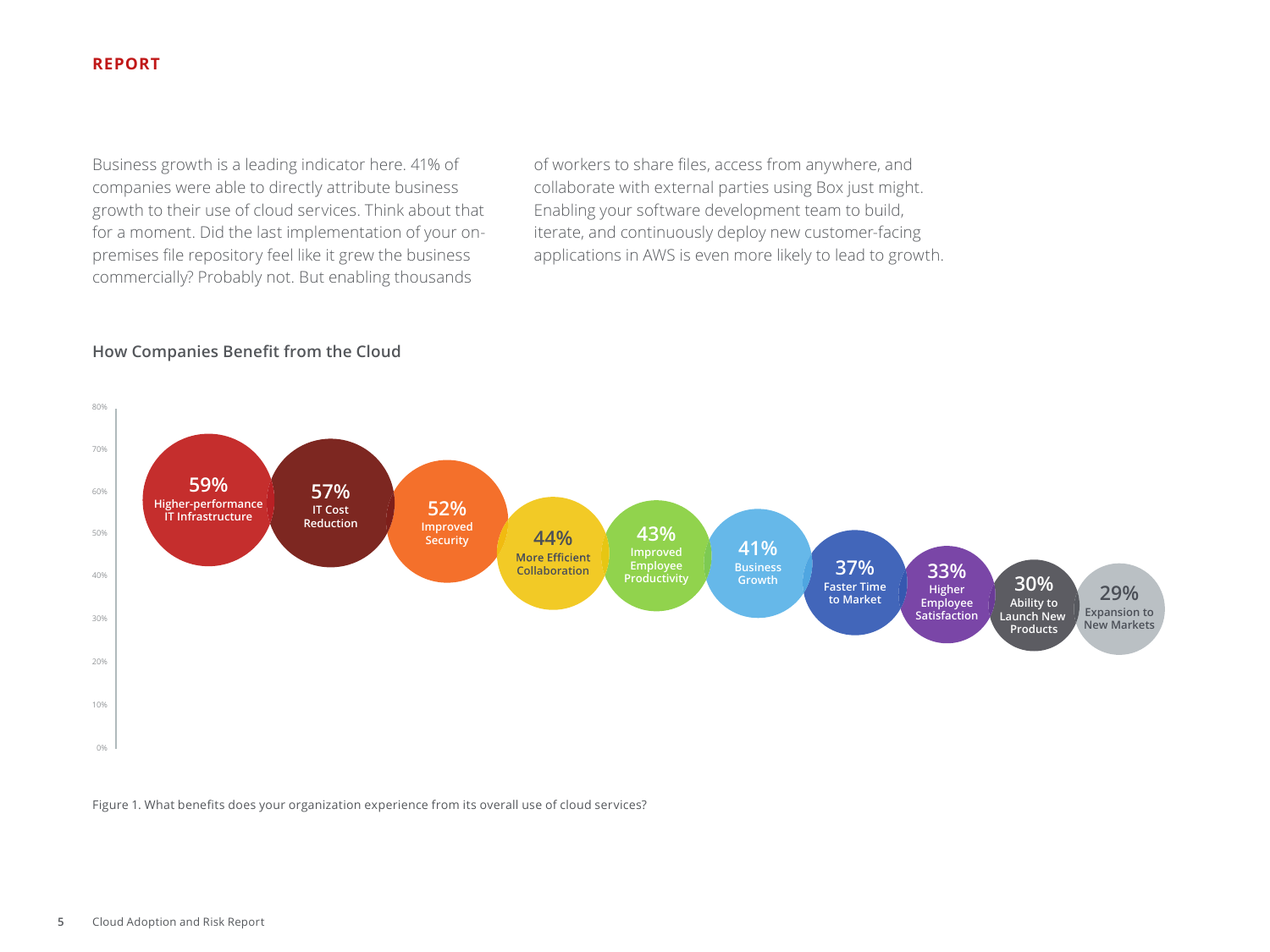Business growth is a leading indicator here. 41% of companies were able to directly attribute business growth to their use of cloud services. Think about that for a moment. Did the last implementation of your on-premises file repository feel like it grew the business commercially? Probably not. But enabling thousands of workers to share files, access from anywhere, and collaborate with external parties using Box just might. Enabling your software development team to build, iterate, and continuously deploy new customer-facing applications in AWS is even more likely to lead to growth.

### How Companies Benefit from the Cloud

| Benefit | Percentage |
|---|---|
| Higher-performance IT Infrastructure | 59% |
| IT Cost Reduction | 57% |
| Improved Security | 52% |
| More Efficient Collaboration | 44% |
| Improved Employee Productivity | 43% |
| Business Growth | 41% |
| Faster Time to Market | 37% |
| Higher Employee Satisfaction | 33% |
| Ability to Launch New Products | 30% |
| Expansion to New Markets | 29% |

Figure 1. What benefits does your organization experience from its overall use of cloud services?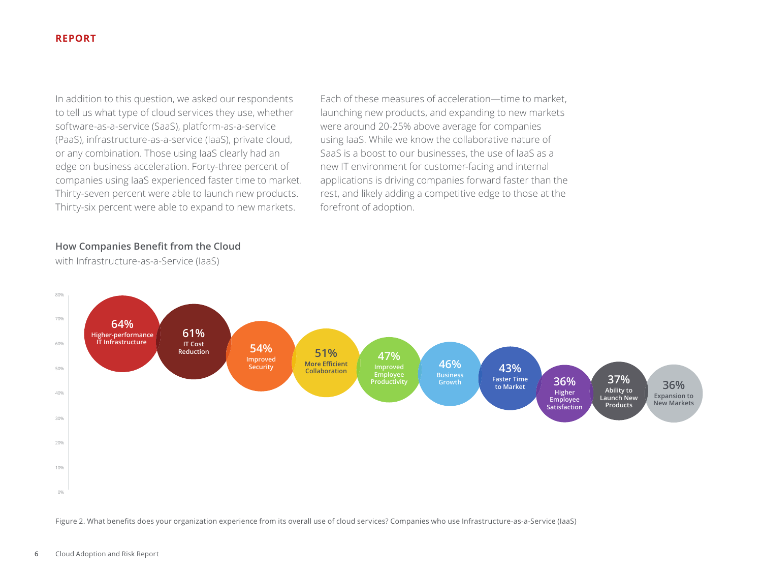In addition to this question, we asked our respondents to tell us what type of cloud services they use, whether software-as-a-service (SaaS), platform-as-a-service (PaaS), infrastructure-as-a-service (IaaS), private cloud, or any combination. Those using IaaS clearly had an edge on business acceleration. Forty-three percent of companies using IaaS experienced faster time to market. Thirty-seven percent were able to launch new products. Thirty-six percent were able to expand to new markets.

Each of these measures of acceleration—time to market, launching new products, and expanding to new markets were around 20-25% above average for companies using IaaS. While we know the collaborative nature of SaaS is a boost to our businesses, the use of IaaS as a new IT environment for customer-facing and internal applications is driving companies forward faster than the rest, and likely adding a competitive edge to those at the forefront of adoption.

**How Companies Benefit from the Cloud**

with Infrastructure-as-a-Service (IaaS)

| Benefit | Percentage |
|---|---|
| Higher-performance IT Infrastructure | 64% |
| IT Cost Reduction | 61% |
| Improved Security | 54% |
| More Efficient Collaboration | 51% |
| Improved Employee Productivity | 47% |
| Business Growth | 46% |
| Faster Time to Market | 43% |
| Higher Employee Satisfaction | 36% |
| Ability to Launch New Products | 37% |
| Expansion to New Markets | 36% |

Figure 2. What benefits does your organization experience from its overall use of cloud services? Companies who use Infrastructure-as-a-Service (IaaS)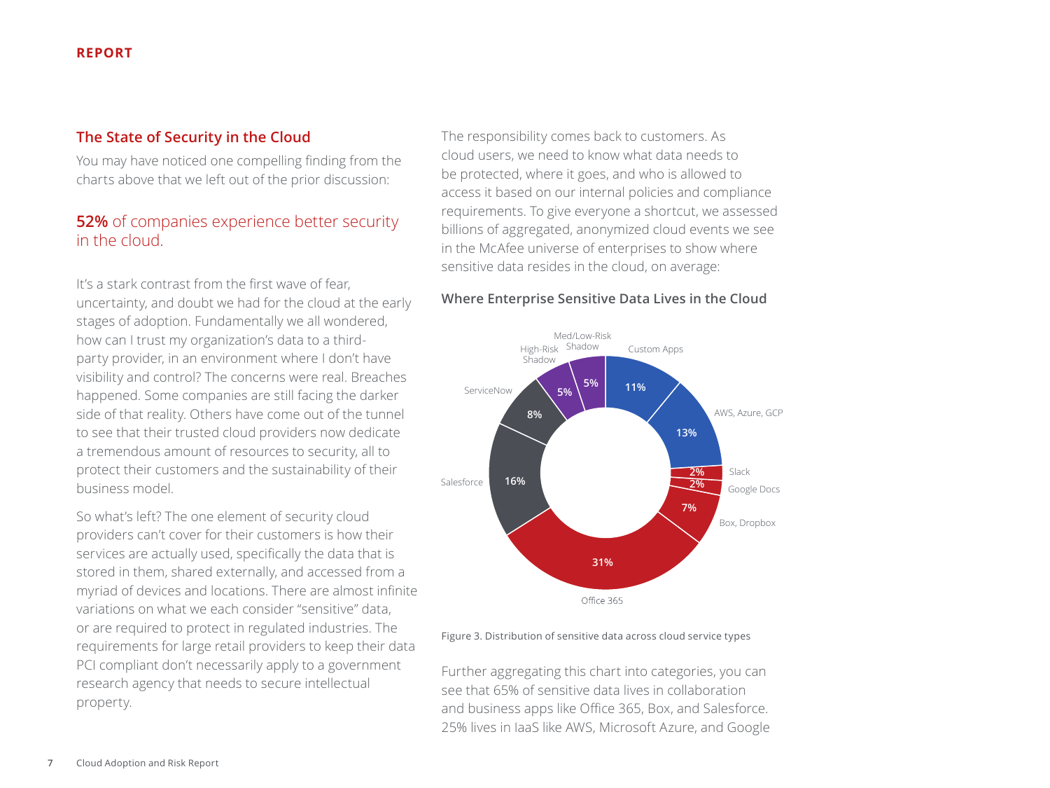## The State of Security in the Cloud

You may have noticed one compelling finding from the charts above that we left out of the prior discussion:

**52%** of companies experience better security in the cloud.

It's a stark contrast from the first wave of fear, uncertainty, and doubt we had for the cloud at the early stages of adoption. Fundamentally we all wondered, how can I trust my organization's data to a third-party provider, in an environment where I don't have visibility and control? The concerns were real. Breaches happened. Some companies are still facing the darker side of that reality. Others have come out of the tunnel to see that their trusted cloud providers now dedicate a tremendous amount of resources to security, all to protect their customers and the sustainability of their business model.

So what's left? The one element of security cloud providers can't cover for their customers is how their services are actually used, specifically the data that is stored in them, shared externally, and accessed from a myriad of devices and locations. There are almost infinite variations on what we each consider "sensitive" data, or are required to protect in regulated industries. The requirements for large retail providers to keep their data PCI compliant don't necessarily apply to a government research agency that needs to secure intellectual property.

The responsibility comes back to customers. As cloud users, we need to know what data needs to be protected, where it goes, and who is allowed to access it based on our internal policies and compliance requirements. To give everyone a shortcut, we assessed billions of aggregated, anonymized cloud events we see in the McAfee universe of enterprises to show where sensitive data resides in the cloud, on average:

### Where Enterprise Sensitive Data Lives in the Cloud

| Cloud Service | Share of Sensitive Data |
|---|---|
| Custom Apps | 11% |
| AWS, Azure, GCP | 13% |
| Slack | 2% |
| Google Docs | 2% |
| Box, Dropbox | 7% |
| Office 365 | 31% |
| Salesforce | 16% |
| ServiceNow | 8% |
| High-Risk Shadow | 5% |
| Med/Low-Risk Shadow | 5% |

Figure 3. Distribution of sensitive data across cloud service types

Further aggregating this chart into categories, you can see that 65% of sensitive data lives in collaboration and business apps like Office 365, Box, and Salesforce. 25% lives in IaaS like AWS, Microsoft Azure, and Google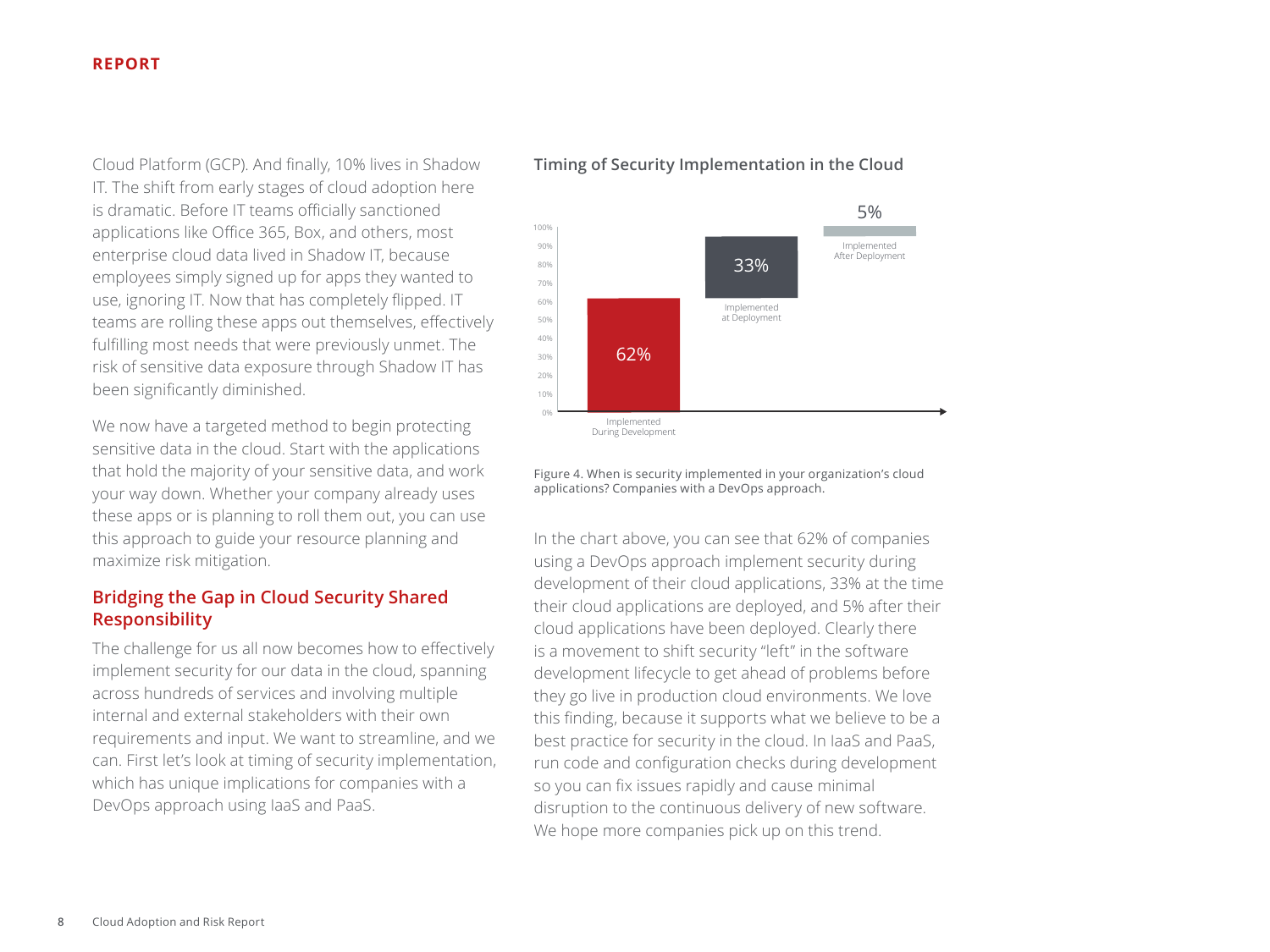Cloud Platform (GCP). And finally, 10% lives in Shadow IT. The shift from early stages of cloud adoption here is dramatic. Before IT teams officially sanctioned applications like Office 365, Box, and others, most enterprise cloud data lived in Shadow IT, because employees simply signed up for apps they wanted to use, ignoring IT. Now that has completely flipped. IT teams are rolling these apps out themselves, effectively fulfilling most needs that were previously unmet. The risk of sensitive data exposure through Shadow IT has been significantly diminished.

We now have a targeted method to begin protecting sensitive data in the cloud. Start with the applications that hold the majority of your sensitive data, and work your way down. Whether your company already uses these apps or is planning to roll them out, you can use this approach to guide your resource planning and maximize risk mitigation.

## Bridging the Gap in Cloud Security Shared Responsibility

The challenge for us all now becomes how to effectively implement security for our data in the cloud, spanning across hundreds of services and involving multiple internal and external stakeholders with their own requirements and input. We want to streamline, and we can. First let's look at timing of security implementation, which has unique implications for companies with a DevOps approach using IaaS and PaaS.

**Timing of Security Implementation in the Cloud**

| Implemented During Development | Implemented at Deployment | Implemented After Deployment |
|---|---|---|
| 62% | 33% | 5% |

Figure 4. When is security implemented in your organization's cloud applications? Companies with a DevOps approach.

In the chart above, you can see that 62% of companies using a DevOps approach implement security during development of their cloud applications, 33% at the time their cloud applications are deployed, and 5% after their cloud applications have been deployed. Clearly there is a movement to shift security "left" in the software development lifecycle to get ahead of problems before they go live in production cloud environments. We love this finding, because it supports what we believe to be a best practice for security in the cloud. In IaaS and PaaS, run code and configuration checks during development so you can fix issues rapidly and cause minimal disruption to the continuous delivery of new software. We hope more companies pick up on this trend.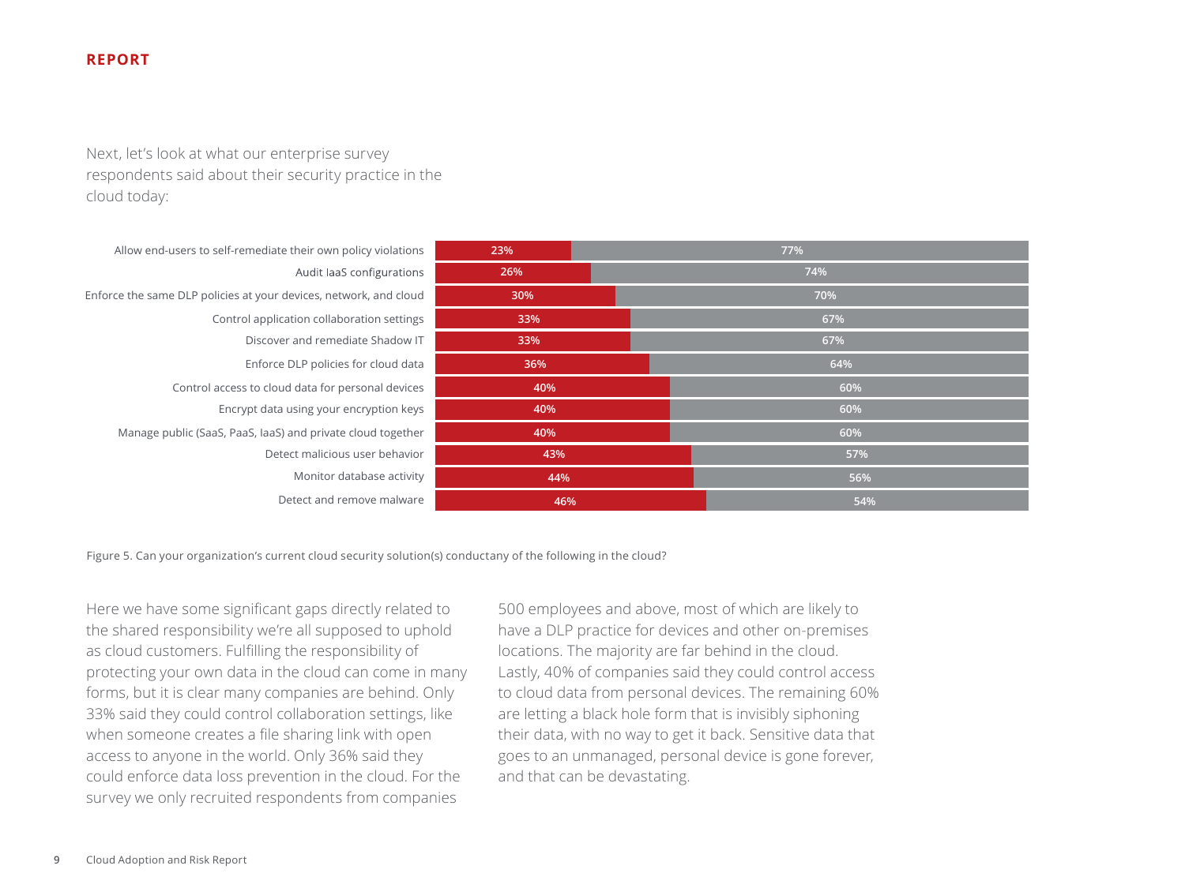**REPORT**

Next, let's look at what our enterprise survey respondents said about their security practice in the cloud today:

| Capability | Yes | No |
| --- | --- | --- |
| Allow end-users to self-remediate their own policy violations | 23% | 77% |
| Audit IaaS configurations | 26% | 74% |
| Enforce the same DLP policies at your devices, network, and cloud | 30% | 70% |
| Control application collaboration settings | 33% | 67% |
| Discover and remediate Shadow IT | 33% | 67% |
| Enforce DLP policies for cloud data | 36% | 64% |
| Control access to cloud data for personal devices | 40% | 60% |
| Encrypt data using your encryption keys | 40% | 60% |
| Manage public (SaaS, PaaS, IaaS) and private cloud together | 40% | 60% |
| Detect malicious user behavior | 43% | 57% |
| Monitor database activity | 44% | 56% |
| Detect and remove malware | 46% | 54% |

Figure 5. Can your organization's current cloud security solution(s) conductany of the following in the cloud?

Here we have some significant gaps directly related to the shared responsibility we're all supposed to uphold as cloud customers. Fulfilling the responsibility of protecting your own data in the cloud can come in many forms, but it is clear many companies are behind. Only 33% said they could control collaboration settings, like when someone creates a file sharing link with open access to anyone in the world. Only 36% said they could enforce data loss prevention in the cloud. For the survey we only recruited respondents from companies 500 employees and above, most of which are likely to have a DLP practice for devices and other on-premises locations. The majority are far behind in the cloud. Lastly, 40% of companies said they could control access to cloud data from personal devices. The remaining 60% are letting a black hole form that is invisibly siphoning their data, with no way to get it back. Sensitive data that goes to an unmanaged, personal device is gone forever, and that can be devastating.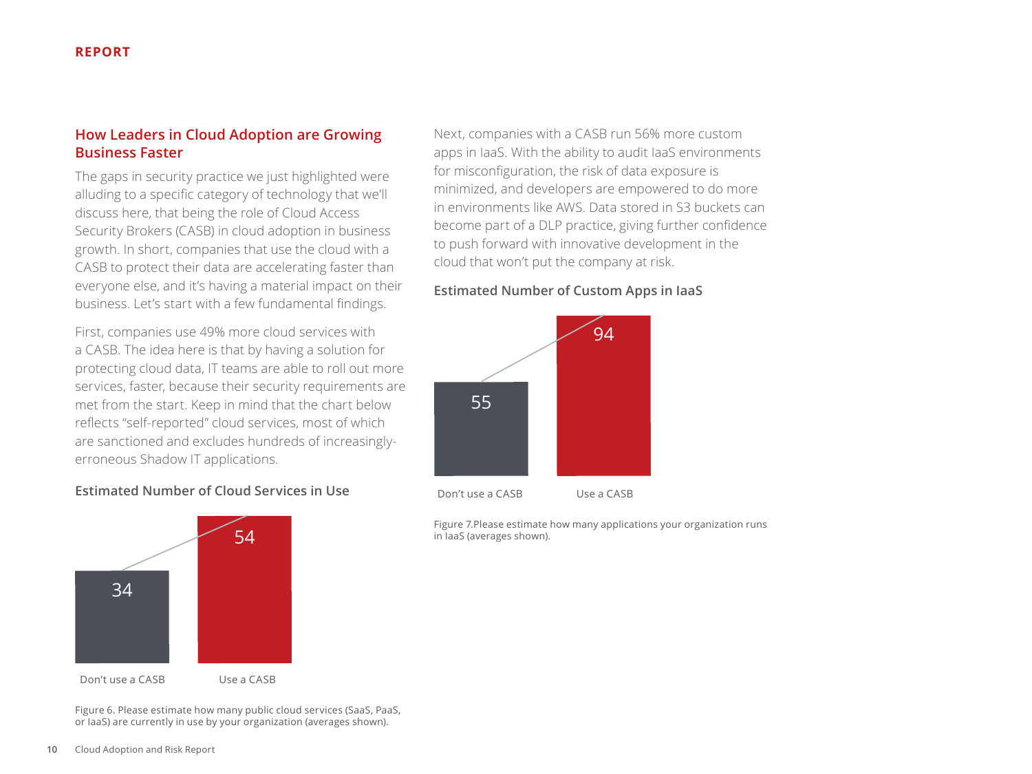## How Leaders in Cloud Adoption are Growing Business Faster

The gaps in security practice we just highlighted were alluding to a specific category of technology that we'll discuss here, that being the role of Cloud Access Security Brokers (CASB) in cloud adoption in business growth. In short, companies that use the cloud with a CASB to protect their data are accelerating faster than everyone else, and it's having a material impact on their business. Let's start with a few fundamental findings.

First, companies use 49% more cloud services with a CASB. The idea here is that by having a solution for protecting cloud data, IT teams are able to roll out more services, faster, because their security requirements are met from the start. Keep in mind that the chart below reflects "self-reported" cloud services, most of which are sanctioned and excludes hundreds of increasingly-erroneous Shadow IT applications.

### Estimated Number of Cloud Services in Use

| | Don't use a CASB | Use a CASB |
|---|---|---|
| Estimated Number of Cloud Services in Use | 34 | 54 |

Figure 6. Please estimate how many public cloud services (SaaS, PaaS, or IaaS) are currently in use by your organization (averages shown).

Next, companies with a CASB run 56% more custom apps in IaaS. With the ability to audit IaaS environments for misconfiguration, the risk of data exposure is minimized, and developers are empowered to do more in environments like AWS. Data stored in S3 buckets can become part of a DLP practice, giving further confidence to push forward with innovative development in the cloud that won't put the company at risk.

### Estimated Number of Custom Apps in IaaS

| | Don't use a CASB | Use a CASB |
|---|---|---|
| Estimated Number of Custom Apps in IaaS | 55 | 94 |

Figure 7.Please estimate how many applications your organization runs in IaaS (averages shown).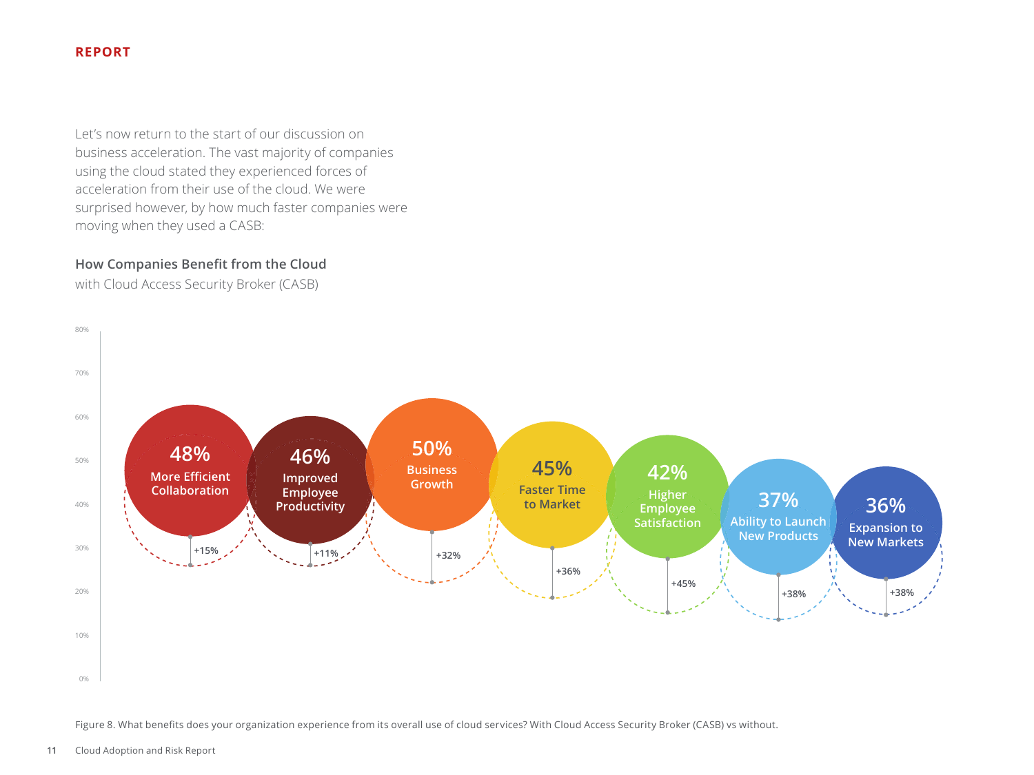Let's now return to the start of our discussion on business acceleration. The vast majority of companies using the cloud stated they experienced forces of acceleration from their use of the cloud. We were surprised however, by how much faster companies were moving when they used a CASB:

**How Companies Benefit from the Cloud**
with Cloud Access Security Broker (CASB)

| Benefit | With CASB | Increase |
|---|---|---|
| More Efficient Collaboration | 48% | +15% |
| Improved Employee Productivity | 46% | +11% |
| Business Growth | 50% | +32% |
| Faster Time to Market | 45% | +36% |
| Higher Employee Satisfaction | 42% | +45% |
| Ability to Launch New Products | 37% | +38% |
| Expansion to New Markets | 36% | +38% |

Figure 8. What benefits does your organization experience from its overall use of cloud services? With Cloud Access Security Broker (CASB) vs without.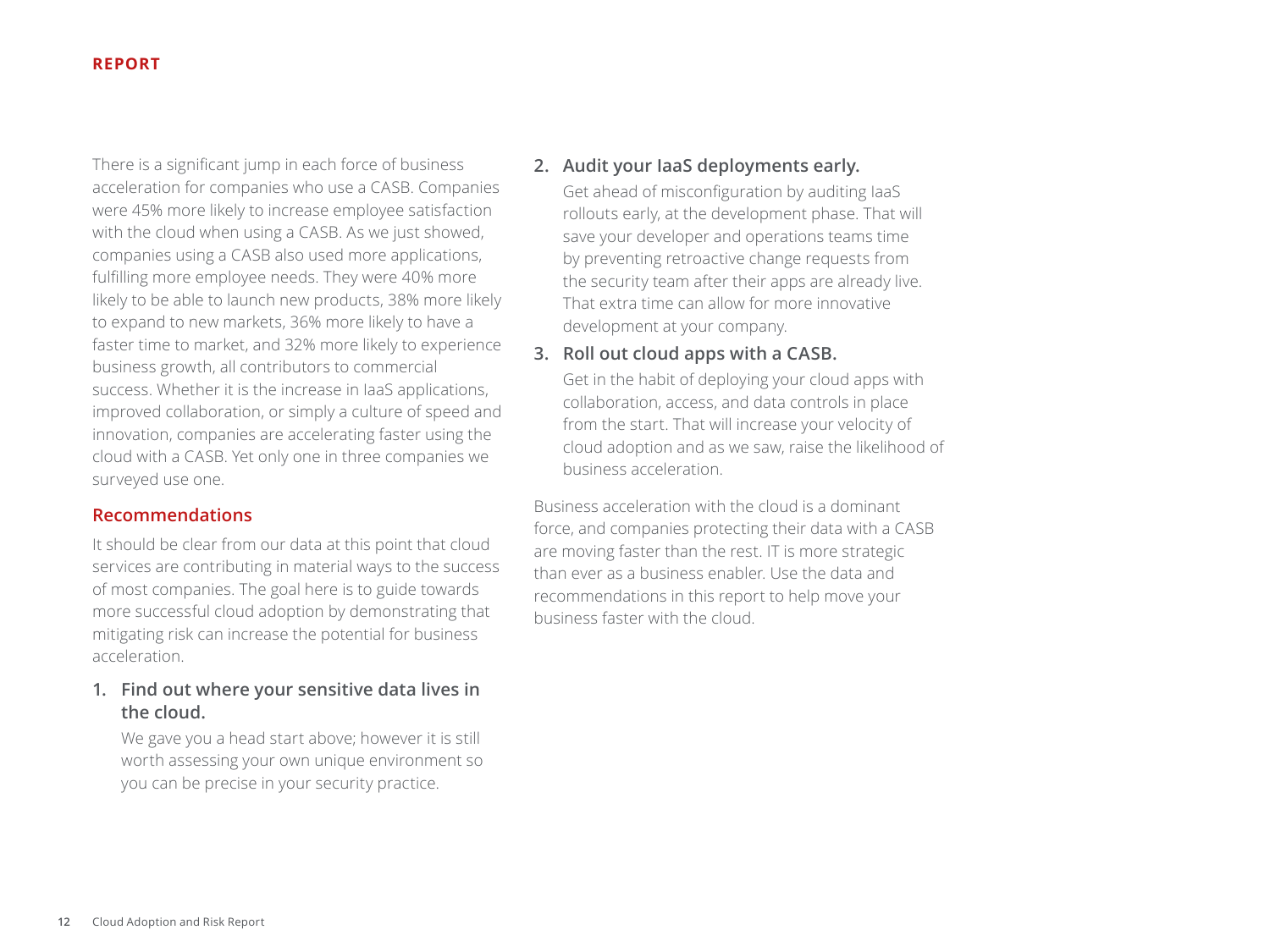There is a significant jump in each force of business acceleration for companies who use a CASB. Companies were 45% more likely to increase employee satisfaction with the cloud when using a CASB. As we just showed, companies using a CASB also used more applications, fulfilling more employee needs. They were 40% more likely to be able to launch new products, 38% more likely to expand to new markets, 36% more likely to have a faster time to market, and 32% more likely to experience business growth, all contributors to commercial success. Whether it is the increase in IaaS applications, improved collaboration, or simply a culture of speed and innovation, companies are accelerating faster using the cloud with a CASB. Yet only one in three companies we surveyed use one.

## Recommendations

It should be clear from our data at this point that cloud services are contributing in material ways to the success of most companies. The goal here is to guide towards more successful cloud adoption by demonstrating that mitigating risk can increase the potential for business acceleration.

1. **Find out where your sensitive data lives in the cloud.**
   We gave you a head start above; however it is still worth assessing your own unique environment so you can be precise in your security practice.

2. **Audit your IaaS deployments early.**
   Get ahead of misconfiguration by auditing IaaS rollouts early, at the development phase. That will save your developer and operations teams time by preventing retroactive change requests from the security team after their apps are already live. That extra time can allow for more innovative development at your company.

3. **Roll out cloud apps with a CASB.**
   Get in the habit of deploying your cloud apps with collaboration, access, and data controls in place from the start. That will increase your velocity of cloud adoption and as we saw, raise the likelihood of business acceleration.

Business acceleration with the cloud is a dominant force, and companies protecting their data with a CASB are moving faster than the rest. IT is more strategic than ever as a business enabler. Use the data and recommendations in this report to help move your business faster with the cloud.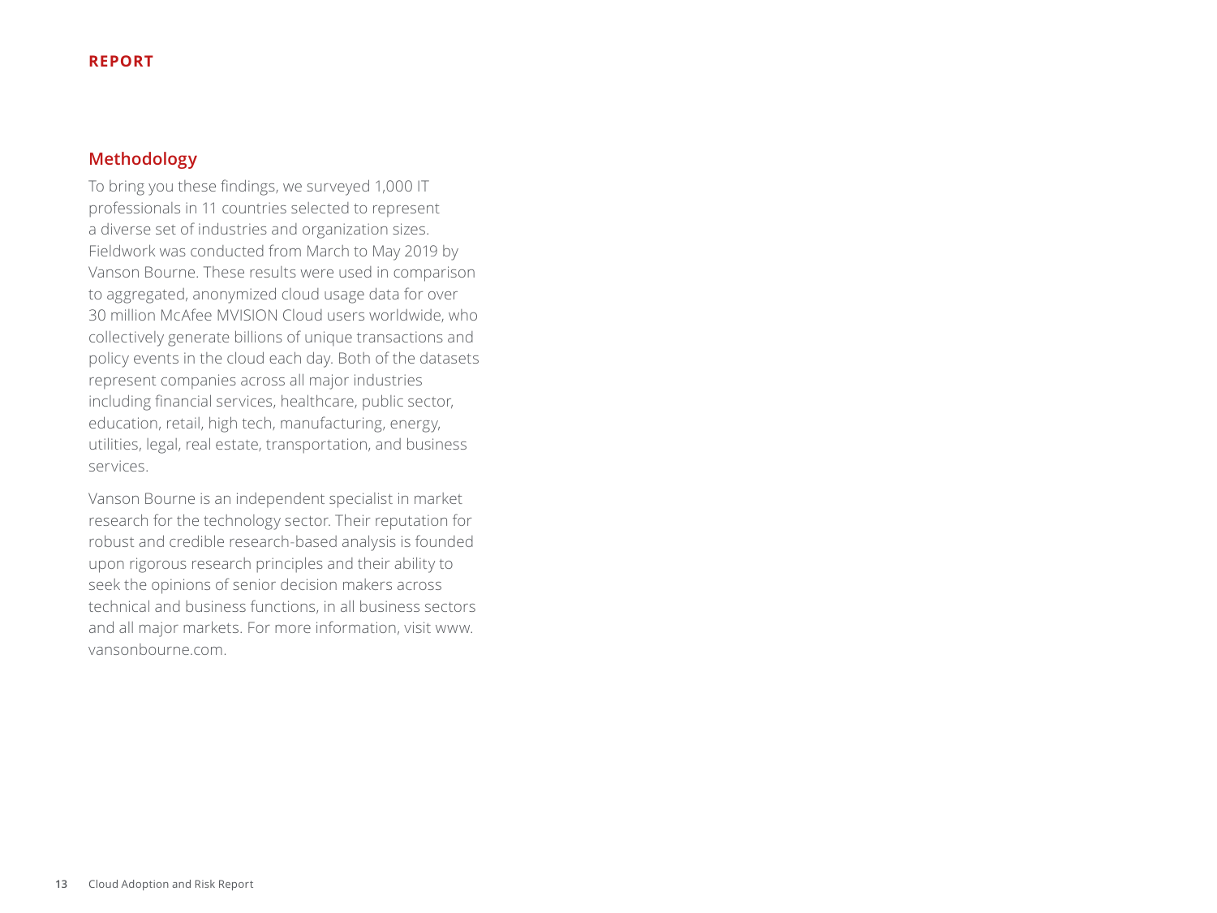## Methodology

To bring you these findings, we surveyed 1,000 IT professionals in 11 countries selected to represent a diverse set of industries and organization sizes. Fieldwork was conducted from March to May 2019 by Vanson Bourne. These results were used in comparison to aggregated, anonymized cloud usage data for over 30 million McAfee MVISION Cloud users worldwide, who collectively generate billions of unique transactions and policy events in the cloud each day. Both of the datasets represent companies across all major industries including financial services, healthcare, public sector, education, retail, high tech, manufacturing, energy, utilities, legal, real estate, transportation, and business services.

Vanson Bourne is an independent specialist in market research for the technology sector. Their reputation for robust and credible research-based analysis is founded upon rigorous research principles and their ability to seek the opinions of senior decision makers across technical and business functions, in all business sectors and all major markets. For more information, visit www.vansonbourne.com.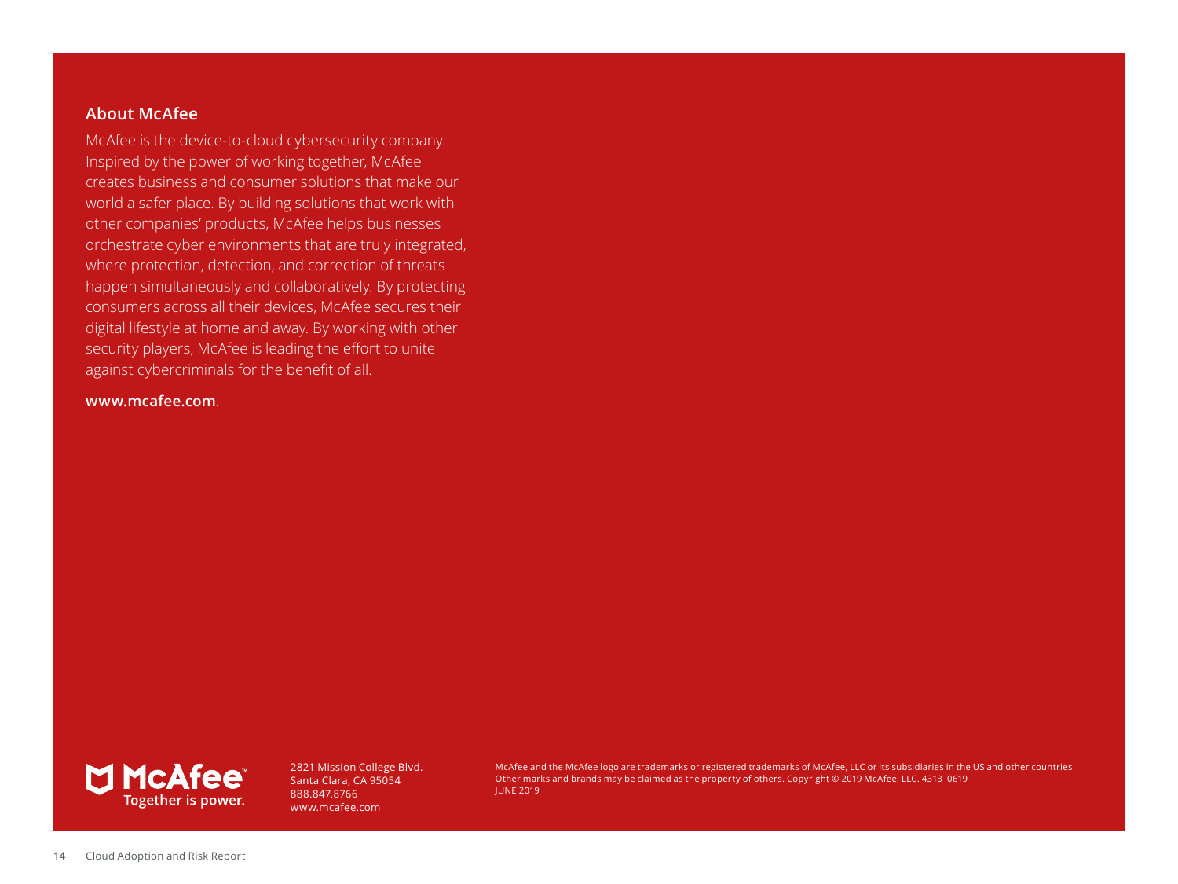## About McAfee

McAfee is the device-to-cloud cybersecurity company. Inspired by the power of working together, McAfee creates business and consumer solutions that make our world a safer place. By building solutions that work with other companies' products, McAfee helps businesses orchestrate cyber environments that are truly integrated, where protection, detection, and correction of threats happen simultaneously and collaboratively. By protecting consumers across all their devices, McAfee secures their digital lifestyle at home and away. By working with other security players, McAfee is leading the effort to unite against cybercriminals for the benefit of all.

**www.mcafee.com**.

McAfee™
Together is power.

2821 Mission College Blvd.
Santa Clara, CA 95054
888.847.8766
www.mcafee.com

McAfee and the McAfee logo are trademarks or registered trademarks of McAfee, LLC or its subsidiaries in the US and other countries Other marks and brands may be claimed as the property of others. Copyright © 2019 McAfee, LLC. 4313_0619
JUNE 2019